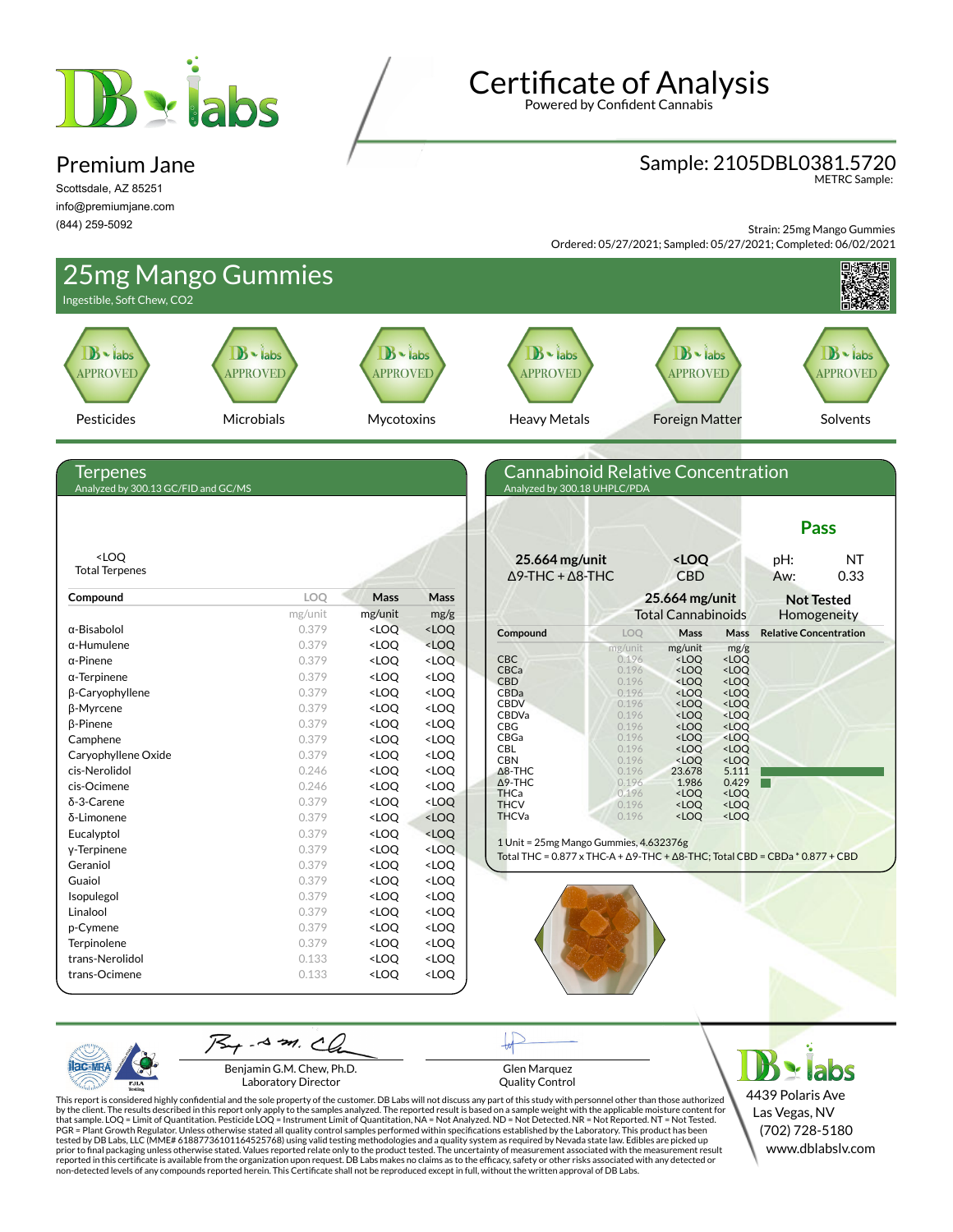# Certificate of Analysis

Powered by Confident Cannabis

## Premium Jane

Scottsdale, AZ 85251
info@premiumjane.com
(844) 259-5092

**Sample: 2105DBL0381.5720**
METRC Sample:

Strain: 25mg Mango Gummies
Ordered: 05/27/2021; Sampled: 05/27/2021; Completed: 06/02/2021

## 25mg Mango Gummies

Ingestible, Soft Chew, CO2

| Pesticides | Microbials | Mycotoxins | Heavy Metals | Foreign Matter | Solvents |
|---|---|---|---|---|---|
| APPROVED | APPROVED | APPROVED | APPROVED | APPROVED | APPROVED |

## Terpenes

Analyzed by 300.13 GC/FID and GC/MS

<LOQ
Total Terpenes

| Compound | LOQ | Mass | Mass |
|---|---|---|---|
| | mg/unit | mg/unit | mg/g |
| α-Bisabolol | 0.379 | <LOQ | <LOQ |
| α-Humulene | 0.379 | <LOQ | <LOQ |
| α-Pinene | 0.379 | <LOQ | <LOQ |
| α-Terpinene | 0.379 | <LOQ | <LOQ |
| β-Caryophyllene | 0.379 | <LOQ | <LOQ |
| β-Myrcene | 0.379 | <LOQ | <LOQ |
| β-Pinene | 0.379 | <LOQ | <LOQ |
| Camphene | 0.379 | <LOQ | <LOQ |
| Caryophyllene Oxide | 0.379 | <LOQ | <LOQ |
| cis-Nerolidol | 0.246 | <LOQ | <LOQ |
| cis-Ocimene | 0.246 | <LOQ | <LOQ |
| δ-3-Carene | 0.379 | <LOQ | <LOQ |
| δ-Limonene | 0.379 | <LOQ | <LOQ |
| Eucalyptol | 0.379 | <LOQ | <LOQ |
| γ-Terpinene | 0.379 | <LOQ | <LOQ |
| Geraniol | 0.379 | <LOQ | <LOQ |
| Guaiol | 0.379 | <LOQ | <LOQ |
| Isopulegol | 0.379 | <LOQ | <LOQ |
| Linalool | 0.379 | <LOQ | <LOQ |
| p-Cymene | 0.379 | <LOQ | <LOQ |
| Terpinolene | 0.379 | <LOQ | <LOQ |
| trans-Nerolidol | 0.133 | <LOQ | <LOQ |
| trans-Ocimene | 0.133 | <LOQ | <LOQ |

## Cannabinoid Relative Concentration

Analyzed by 300.18 UHPLC/PDA

**Pass**

| 25.664 mg/unit | <LOQ | pH: NT |
|---|---|---|
| Δ9-THC + Δ8-THC | CBD | Aw: 0.33 |
| | **25.664 mg/unit** Total Cannabinoids | **Not Tested** Homogeneity |

| Compound | LOQ | Mass | Mass | Relative Concentration |
|---|---|---|---|---|
| | mg/unit | mg/unit | mg/g | |
| CBC | 0.196 | <LOQ | <LOQ | |
| CBCa | 0.196 | <LOQ | <LOQ | |
| CBD | 0.196 | <LOQ | <LOQ | |
| CBDa | 0.196 | <LOQ | <LOQ | |
| CBDV | 0.196 | <LOQ | <LOQ | |
| CBDVa | 0.196 | <LOQ | <LOQ | |
| CBG | 0.196 | <LOQ | <LOQ | |
| CBGa | 0.196 | <LOQ | <LOQ | |
| CBL | 0.196 | <LOQ | <LOQ | |
| CBN | 0.196 | <LOQ | <LOQ | |
| Δ8-THC | 0.196 | 23.678 | 5.111 | |
| Δ9-THC | 0.196 | 1.986 | 0.429 | |
| THCa | 0.196 | <LOQ | <LOQ | |
| THCV | 0.196 | <LOQ | <LOQ | |
| THCVa | 0.196 | <LOQ | <LOQ | |

1 Unit = 25mg Mango Gummies, 4.632376g
Total THC = 0.877 x THC-A + Δ9-THC + Δ8-THC; Total CBD = CBDa * 0.877 + CBD

Benjamin G.M. Chew, Ph.D.
Laboratory Director

Glen Marquez
Quality Control

This report is considered highly confidential and the sole property of the customer. DB Labs will not discuss any part of this study with personnel other than those authorized by the client. The results described in this report only apply to the samples analyzed. The reported result is based on a sample weight with the applicable moisture content for that sample. LOQ = Limit of Quantitation. Pesticide LOQ = Instrument Limit of Quantitation, NA = Not Analyzed. ND = Not Detected. NR = Not Reported. NT = Not Tested. PGR = Plant Growth Regulator. Unless otherwise stated all quality control samples performed within specifications established by the Laboratory. This product has been tested by DB Labs, LLC (MME# 61887736101164525768) using valid testing methodologies and a quality system as required by Nevada state law. Edibles are picked up prior to final packaging unless otherwise stated. Values reported relate only to the product tested. The uncertainty of measurement associated with the measurement result reported in this certificate is available from the organization upon request. DB Labs makes no claims as to the efficacy, safety or other risks associated with any detected or non-detected levels of any compounds reported herein. This Certificate shall not be reproduced except in full, without the written approval of DB Labs.

DB labs
4439 Polaris Ave
Las Vegas, NV
(702) 728-5180
www.dblabslv.com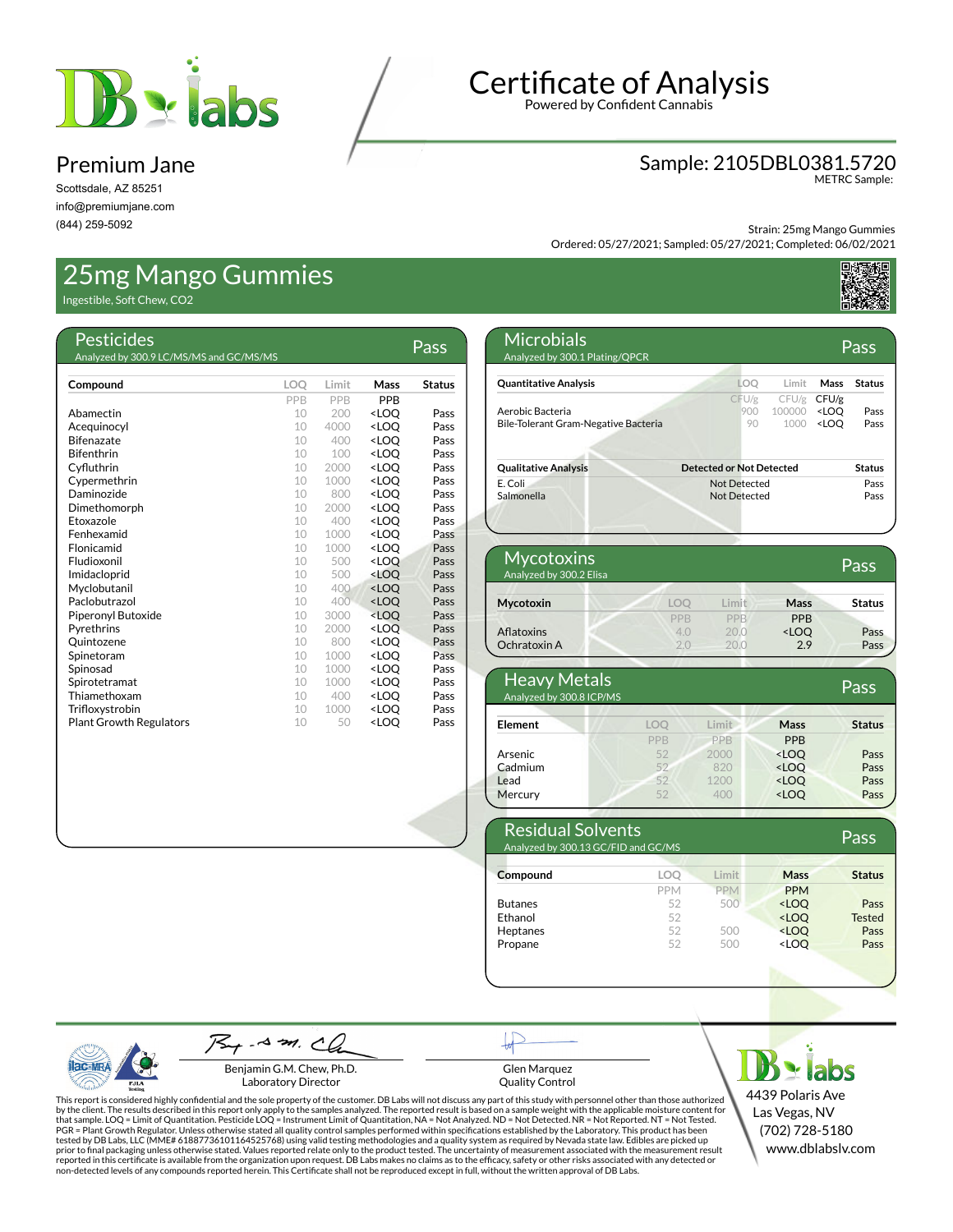# Certificate of Analysis

Powered by Confident Cannabis

## Premium Jane

Scottsdale, AZ 85251
info@premiumjane.com
(844) 259-5092

**Sample: 2105DBL0381.5720**
METRC Sample:

Strain: 25mg Mango Gummies
Ordered: 05/27/2021; Sampled: 05/27/2021; Completed: 06/02/2021

## 25mg Mango Gummies

Ingestible, Soft Chew, CO2

### Pesticides — Pass

Analyzed by 300.9 LC/MS/MS and GC/MS/MS

| Compound | LOQ | Limit | Mass | Status |
|---|---|---|---|---|
| | PPB | PPB | PPB | |
| Abamectin | 10 | 200 | <LOQ | Pass |
| Acequinocyl | 10 | 4000 | <LOQ | Pass |
| Bifenazate | 10 | 400 | <LOQ | Pass |
| Bifenthrin | 10 | 100 | <LOQ | Pass |
| Cyfluthrin | 10 | 2000 | <LOQ | Pass |
| Cypermethrin | 10 | 1000 | <LOQ | Pass |
| Daminozide | 10 | 800 | <LOQ | Pass |
| Dimethomorph | 10 | 2000 | <LOQ | Pass |
| Etoxazole | 10 | 400 | <LOQ | Pass |
| Fenhexamid | 10 | 1000 | <LOQ | Pass |
| Flonicamid | 10 | 1000 | <LOQ | Pass |
| Fludioxonil | 10 | 500 | <LOQ | Pass |
| Imidacloprid | 10 | 500 | <LOQ | Pass |
| Myclobutanil | 10 | 400 | <LOQ | Pass |
| Paclobutrazol | 10 | 400 | <LOQ | Pass |
| Piperonyl Butoxide | 10 | 3000 | <LOQ | Pass |
| Pyrethrins | 10 | 2000 | <LOQ | Pass |
| Quintozene | 10 | 800 | <LOQ | Pass |
| Spinetoram | 10 | 1000 | <LOQ | Pass |
| Spinosad | 10 | 1000 | <LOQ | Pass |
| Spirotetramat | 10 | 1000 | <LOQ | Pass |
| Thiamethoxam | 10 | 400 | <LOQ | Pass |
| Trifloxystrobin | 10 | 1000 | <LOQ | Pass |
| Plant Growth Regulators | 10 | 50 | <LOQ | Pass |

### Microbials — Pass

Analyzed by 300.1 Plating/QPCR

| Quantitative Analysis | LOQ | Limit | Mass | Status |
|---|---|---|---|---|
| | CFU/g | CFU/g | CFU/g | |
| Aerobic Bacteria | 900 | 100000 | <LOQ | Pass |
| Bile-Tolerant Gram-Negative Bacteria | 90 | 1000 | <LOQ | Pass |

| Qualitative Analysis | Detected or Not Detected | Status |
|---|---|---|
| E. Coli | Not Detected | Pass |
| Salmonella | Not Detected | Pass |

### Mycotoxins — Pass

Analyzed by 300.2 Elisa

| Mycotoxin | LOQ | Limit | Mass | Status |
|---|---|---|---|---|
| | PPB | PPB | PPB | |
| Aflatoxins | 4.0 | 20.0 | <LOQ | Pass |
| Ochratoxin A | 2.0 | 20.0 | 2.9 | Pass |

### Heavy Metals — Pass

Analyzed by 300.8 ICP/MS

| Element | LOQ | Limit | Mass | Status |
|---|---|---|---|---|
| | PPB | PPB | PPB | |
| Arsenic | 52 | 2000 | <LOQ | Pass |
| Cadmium | 52 | 820 | <LOQ | Pass |
| Lead | 52 | 1200 | <LOQ | Pass |
| Mercury | 52 | 400 | <LOQ | Pass |

### Residual Solvents — Pass

Analyzed by 300.13 GC/FID and GC/MS

| Compound | LOQ | Limit | Mass | Status |
|---|---|---|---|---|
| | PPM | PPM | PPM | |
| Butanes | 52 | 500 | <LOQ | Pass |
| Ethanol | 52 | | <LOQ | Tested |
| Heptanes | 52 | 500 | <LOQ | Pass |
| Propane | 52 | 500 | <LOQ | Pass |

Benjamin G.M. Chew, Ph.D.
Laboratory Director

Glen Marquez
Quality Control

DB labs
4439 Polaris Ave
Las Vegas, NV
(702) 728-5180
www.dblabslv.com

This report is considered highly confidential and the sole property of the customer. DB Labs will not discuss any part of this study with personnel other than those authorized by the client. The results described in this report only apply to the samples analyzed. The reported result is based on a sample weight with the applicable moisture content for that sample. LOQ = Limit of Quantitation. Pesticide LOQ = Instrument Limit of Quantitation, NA = Not Analyzed. ND = Not Detected. NR = Not Reported. NT = Not Tested. PGR = Plant Growth Regulator. Unless otherwise stated all quality control samples performed within specifications established by the Laboratory. This product has been tested by DB Labs, LLC (MME# 61887736101164525768) using valid testing methodologies and a quality system as required by Nevada state law. Edibles are picked up prior to final packaging unless otherwise stated. Values reported relate only to the product tested. The uncertainty of measurement associated with the measurement result reported in this certificate is available from the organization upon request. DB Labs makes no claims as to the efficacy, safety or other risks associated with any detected or non-detected levels of any compounds reported herein. This Certificate shall not be reproduced except in full, without the written approval of DB Labs.